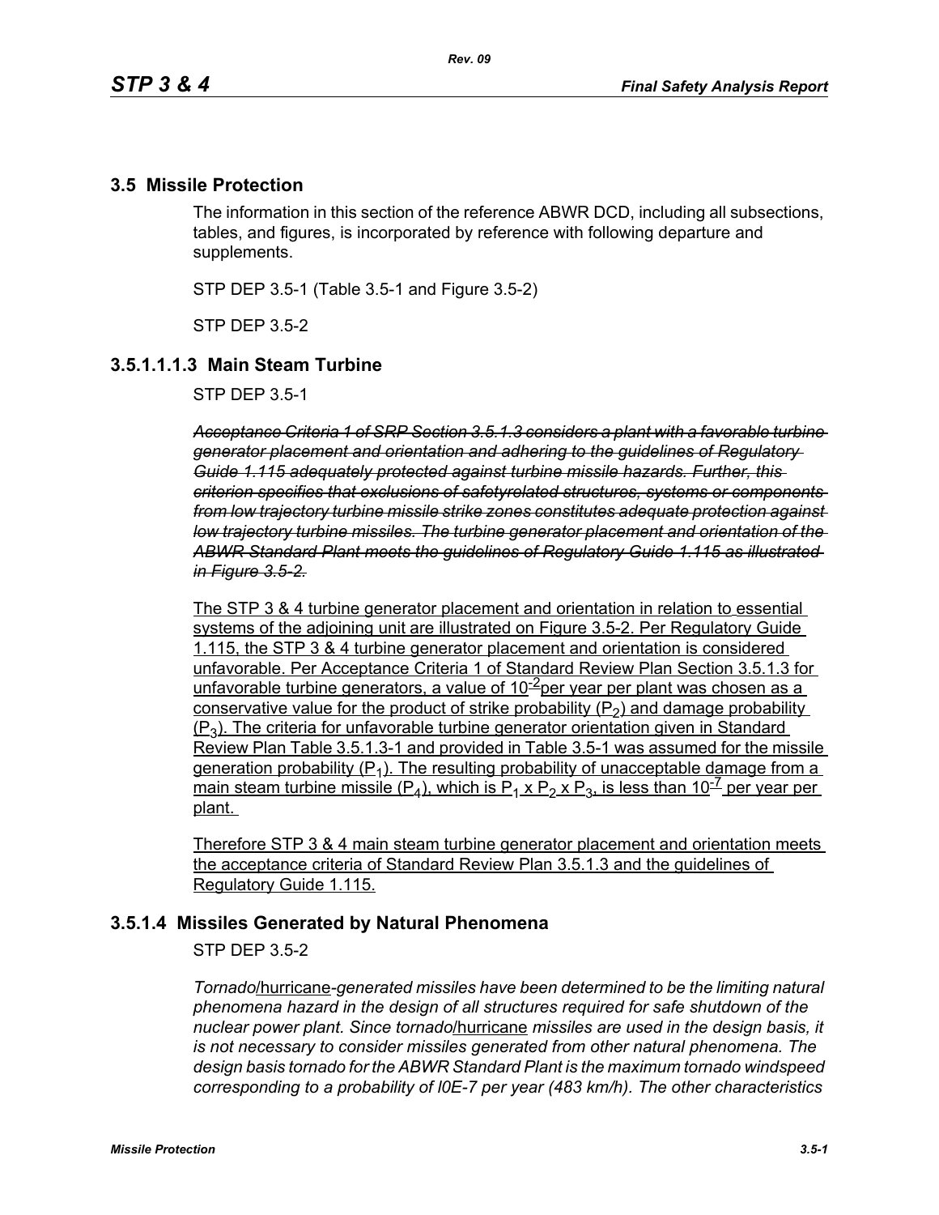## 3.5 Missile Protection

The information in this section of the reference ABWR DCD, including all subsections, tables, and figures, is incorporated by reference with following departure and supplements.

STP DEP 3.5-1 (Table 3.5-1 and Figure 3.5-2)

STP DEP 3.5-2

### 3.5.1.1.1.3 Main Steam Turbine

STP DEP 3.5-1

~~*Acceptance Criteria 1 of SRP Section 3.5.1.3 considers a plant with a favorable turbine generator placement and orientation and adhering to the guidelines of Regulatory Guide 1.115 adequately protected against turbine missile hazards. Further, this criterion specifies that exclusions of safetyrelated structures, systems or components from low trajectory turbine missile strike zones constitutes adequate protection against low trajectory turbine missiles. The turbine generator placement and orientation of the ABWR Standard Plant meets the guidelines of Regulatory Guide 1.115 as illustrated in Figure 3.5-2.*~~

<u>The STP 3 & 4 turbine generator placement and orientation in relation to essential systems of the adjoining unit are illustrated on Figure 3.5-2. Per Regulatory Guide 1.115, the STP 3 & 4 turbine generator placement and orientation is considered unfavorable. Per Acceptance Criteria 1 of Standard Review Plan Section 3.5.1.3 for unfavorable turbine generators, a value of $10^{-2}$ per year per plant was chosen as a conservative value for the product of strike probability ($P_2$) and damage probability ($P_3$). The criteria for unfavorable turbine generator orientation given in Standard Review Plan Table 3.5.1.3-1 and provided in Table 3.5-1 was assumed for the missile generation probability ($P_1$). The resulting probability of unacceptable damage from a main steam turbine missile ($P_4$), which is $P_1$ x $P_2$ x $P_3$, is less than $10^{-7}$ per year per plant.</u>

<u>Therefore STP 3 & 4 main steam turbine generator placement and orientation meets the acceptance criteria of Standard Review Plan 3.5.1.3 and the guidelines of Regulatory Guide 1.115.</u>

### 3.5.1.4 Missiles Generated by Natural Phenomena

STP DEP 3.5-2

*Tornado*/<u>hurricane</u>*-generated missiles have been determined to be the limiting natural phenomena hazard in the design of all structures required for safe shutdown of the nuclear power plant. Since tornado*/<u>hurricane</u> *missiles are used in the design basis, it is not necessary to consider missiles generated from other natural phenomena. The design basis tornado for the ABWR Standard Plant is the maximum tornado windspeed corresponding to a probability of l0E-7 per year (483 km/h). The other characteristics*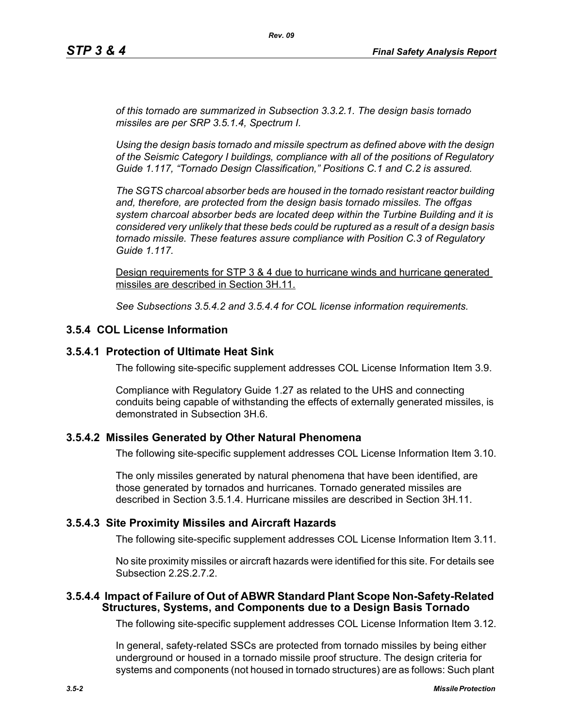*of this tornado are summarized in Subsection 3.3.2.1. The design basis tornado missiles are per SRP 3.5.1.4, Spectrum I.*

*Using the design basis tornado and missile spectrum as defined above with the design of the Seismic Category I buildings, compliance with all of the positions of Regulatory Guide 1.117, "Tornado Design Classification," Positions C.1 and C.2 is assured.*

*The SGTS charcoal absorber beds are housed in the tornado resistant reactor building and, therefore, are protected from the design basis tornado missiles. The offgas system charcoal absorber beds are located deep within the Turbine Building and it is considered very unlikely that these beds could be ruptured as a result of a design basis tornado missile. These features assure compliance with Position C.3 of Regulatory Guide 1.117.*

<u>Design requirements for STP 3 & 4 due to hurricane winds and hurricane generated missiles are described in Section 3H.11.</u>

*See Subsections 3.5.4.2 and 3.5.4.4 for COL license information requirements.*

## 3.5.4 COL License Information

### 3.5.4.1 Protection of Ultimate Heat Sink

The following site-specific supplement addresses COL License Information Item 3.9.

Compliance with Regulatory Guide 1.27 as related to the UHS and connecting conduits being capable of withstanding the effects of externally generated missiles, is demonstrated in Subsection 3H.6.

### 3.5.4.2 Missiles Generated by Other Natural Phenomena

The following site-specific supplement addresses COL License Information Item 3.10.

The only missiles generated by natural phenomena that have been identified, are those generated by tornados and hurricanes. Tornado generated missiles are described in Section 3.5.1.4. Hurricane missiles are described in Section 3H.11.

### 3.5.4.3 Site Proximity Missiles and Aircraft Hazards

The following site-specific supplement addresses COL License Information Item 3.11.

No site proximity missiles or aircraft hazards were identified for this site. For details see Subsection 2.2S.2.7.2.

### 3.5.4.4 Impact of Failure of Out of ABWR Standard Plant Scope Non-Safety-Related Structures, Systems, and Components due to a Design Basis Tornado

The following site-specific supplement addresses COL License Information Item 3.12.

In general, safety-related SSCs are protected from tornado missiles by being either underground or housed in a tornado missile proof structure. The design criteria for systems and components (not housed in tornado structures) are as follows: Such plant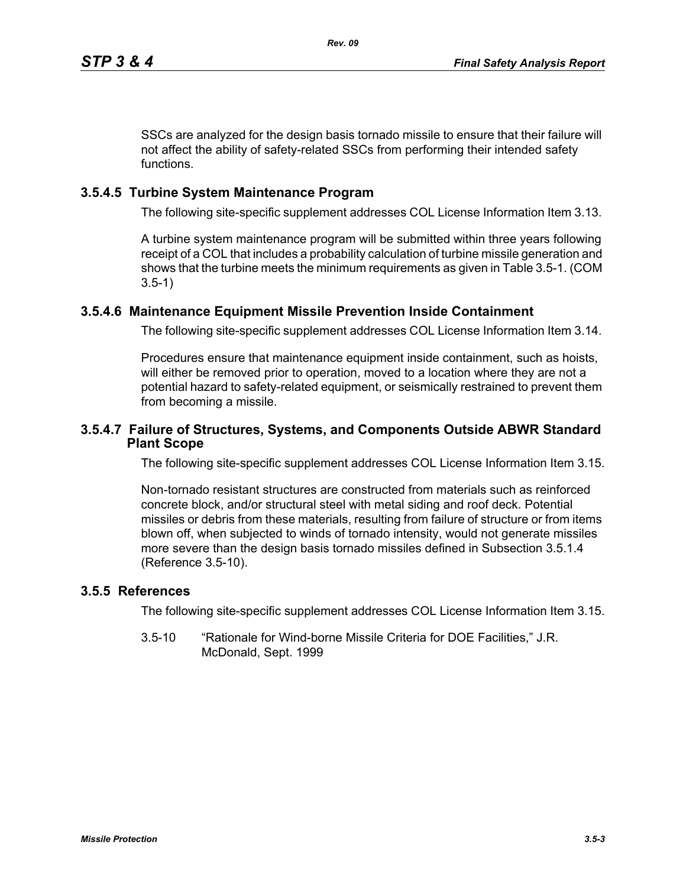SSCs are analyzed for the design basis tornado missile to ensure that their failure will not affect the ability of safety-related SSCs from performing their intended safety functions.

### 3.5.4.5 Turbine System Maintenance Program

The following site-specific supplement addresses COL License Information Item 3.13.

A turbine system maintenance program will be submitted within three years following receipt of a COL that includes a probability calculation of turbine missile generation and shows that the turbine meets the minimum requirements as given in Table 3.5-1. (COM 3.5-1)

### 3.5.4.6 Maintenance Equipment Missile Prevention Inside Containment

The following site-specific supplement addresses COL License Information Item 3.14.

Procedures ensure that maintenance equipment inside containment, such as hoists, will either be removed prior to operation, moved to a location where they are not a potential hazard to safety-related equipment, or seismically restrained to prevent them from becoming a missile.

### 3.5.4.7 Failure of Structures, Systems, and Components Outside ABWR Standard Plant Scope

The following site-specific supplement addresses COL License Information Item 3.15.

Non-tornado resistant structures are constructed from materials such as reinforced concrete block, and/or structural steel with metal siding and roof deck. Potential missiles or debris from these materials, resulting from failure of structure or from items blown off, when subjected to winds of tornado intensity, would not generate missiles more severe than the design basis tornado missiles defined in Subsection 3.5.1.4 (Reference 3.5-10).

## 3.5.5 References

The following site-specific supplement addresses COL License Information Item 3.15.

3.5-10 "Rationale for Wind-borne Missile Criteria for DOE Facilities," J.R. McDonald, Sept. 1999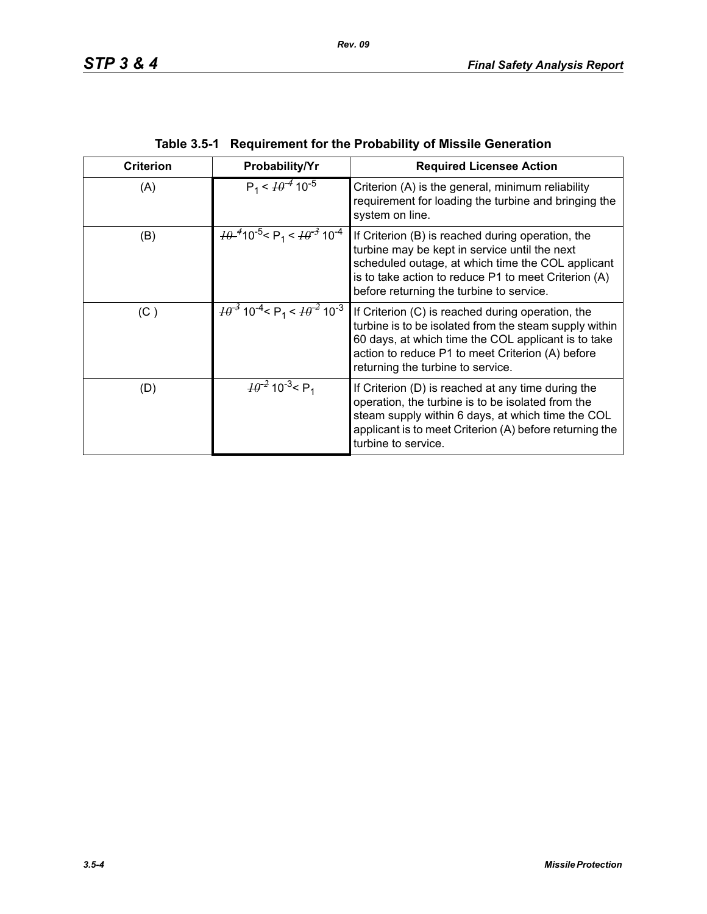**Table 3.5-1 Requirement for the Probability of Missile Generation**

| Criterion | Probability/Yr | Required Licensee Action |
|---|---|---|
| (A) | $P_1 <$ ~~$10^{-4}$~~ $10^{-5}$ | Criterion (A) is the general, minimum reliability requirement for loading the turbine and bringing the system on line. |
| (B) | ~~$10^{-4}$~~ $10^{-5} < P_1 <$ ~~$10^{-3}$~~ $10^{-4}$ | If Criterion (B) is reached during operation, the turbine may be kept in service until the next scheduled outage, at which time the COL applicant is to take action to reduce P1 to meet Criterion (A) before returning the turbine to service. |
| (C ) | ~~$10^{-3}$~~ $10^{-4} < P_1 <$ ~~$10^{-2}$~~ $10^{-3}$ | If Criterion (C) is reached during operation, the turbine is to be isolated from the steam supply within 60 days, at which time the COL applicant is to take action to reduce P1 to meet Criterion (A) before returning the turbine to service. |
| (D) | ~~$10^{-2}$~~ $10^{-3} < P_1$ | If Criterion (D) is reached at any time during the operation, the turbine is to be isolated from the steam supply within 6 days, at which time the COL applicant is to meet Criterion (A) before returning the turbine to service. |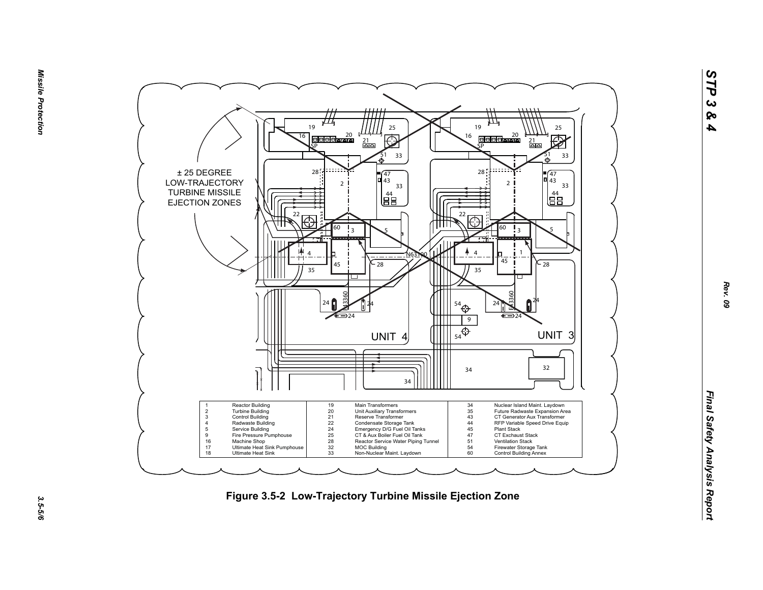± 25 DEGREE
LOW-TRAJECTORY
TURBINE MISSILE
EJECTION ZONES

UNIT 4

UNIT 3

| | | | | | |
|---|---|---|---|---|---|
| 1 | Reactor Building | 19 | Main Transformers | 34 | Nuclear Island Maint. Laydown |
| 2 | Turbine Building | 20 | Unit Auxiliary Transformers | 35 | Future Radwaste Expansion Area |
| 3 | Control Building | 21 | Reserve Transformer | 43 | CT Generator Aux Transformer |
| 4 | Radwaste Building | 22 | Condensate Storage Tank | 44 | RFP Variable Speed Drive Equip |
| 5 | Service Building | 24 | Emergency D/G Fuel Oil Tanks | 45 | Plant Stack |
| 9 | Fire Pressure Pumphouse | 25 | CT & Aux Boiler Fuel Oil Tank | 47 | CT Exhaust Stack |
| 16 | Machine Shop | 28 | Reactor Service Water Piping Tunnel | 51 | Ventilation Stack |
| 17 | Ultimate Heat Sink Pumphouse | 32 | MOC Building | 54 | Firewater Storage Tank |
| 18 | Ultimate Heat Sink | 33 | Non-Nuclear Maint. Laydown | 60 | Control Building Annex |

**Figure 3.5-2 Low-Trajectory Turbine Missile Ejection Zone**